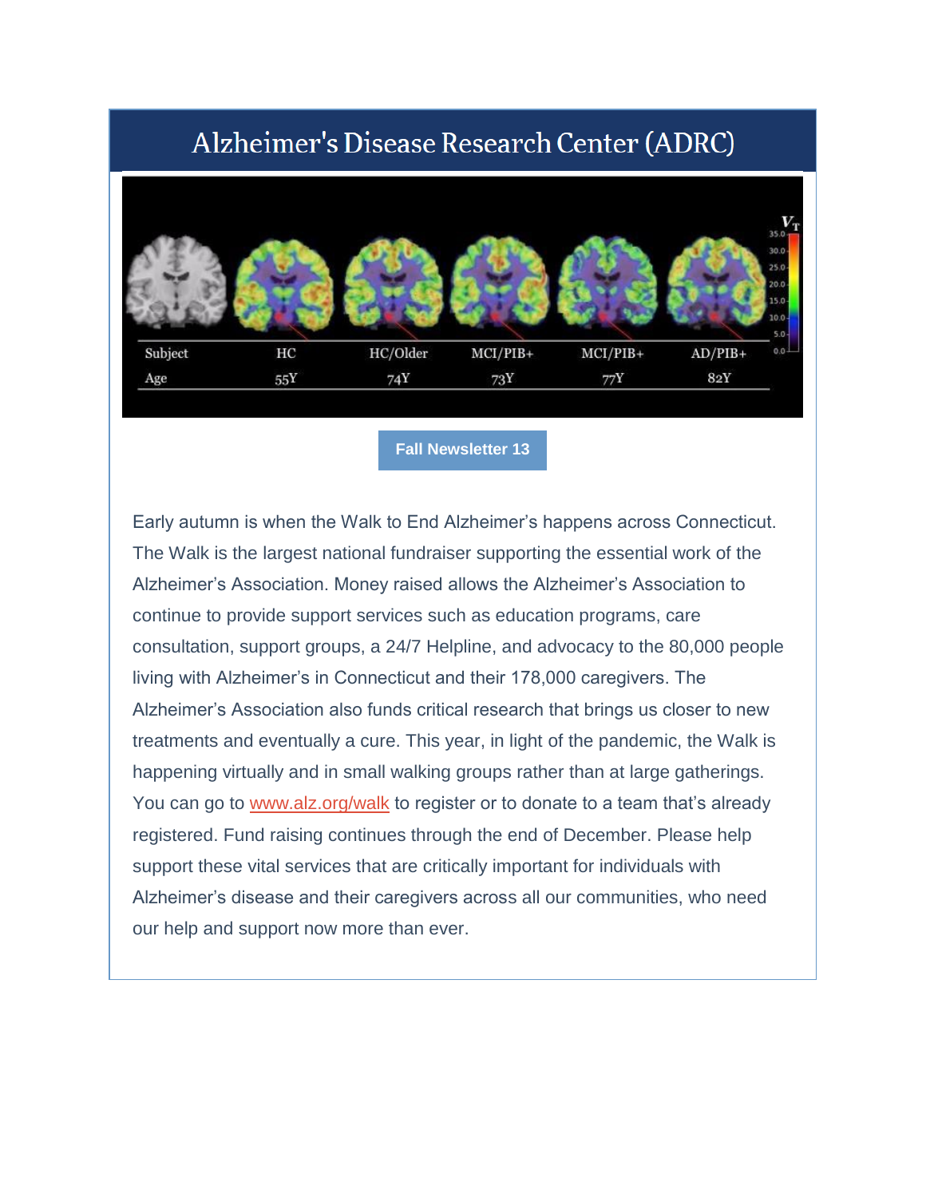# Alzheimer's Disease Research Center (ADRC)

| Subject | HC | HC/Older | MCI/PIB+ | MCI/PIB+ | AD/PIB+ |
|---|---|---|---|---|---|
| Age | 55Y | 74Y | 73Y | 77Y | 82Y |

**Fall Newsletter 13**

Early autumn is when the Walk to End Alzheimer's happens across Connecticut. The Walk is the largest national fundraiser supporting the essential work of the Alzheimer's Association. Money raised allows the Alzheimer's Association to continue to provide support services such as education programs, care consultation, support groups, a 24/7 Helpline, and advocacy to the 80,000 people living with Alzheimer's in Connecticut and their 178,000 caregivers. The Alzheimer's Association also funds critical research that brings us closer to new treatments and eventually a cure. This year, in light of the pandemic, the Walk is happening virtually and in small walking groups rather than at large gatherings. You can go to www.alz.org/walk to register or to donate to a team that's already registered. Fund raising continues through the end of December. Please help support these vital services that are critically important for individuals with Alzheimer's disease and their caregivers across all our communities, who need our help and support now more than ever.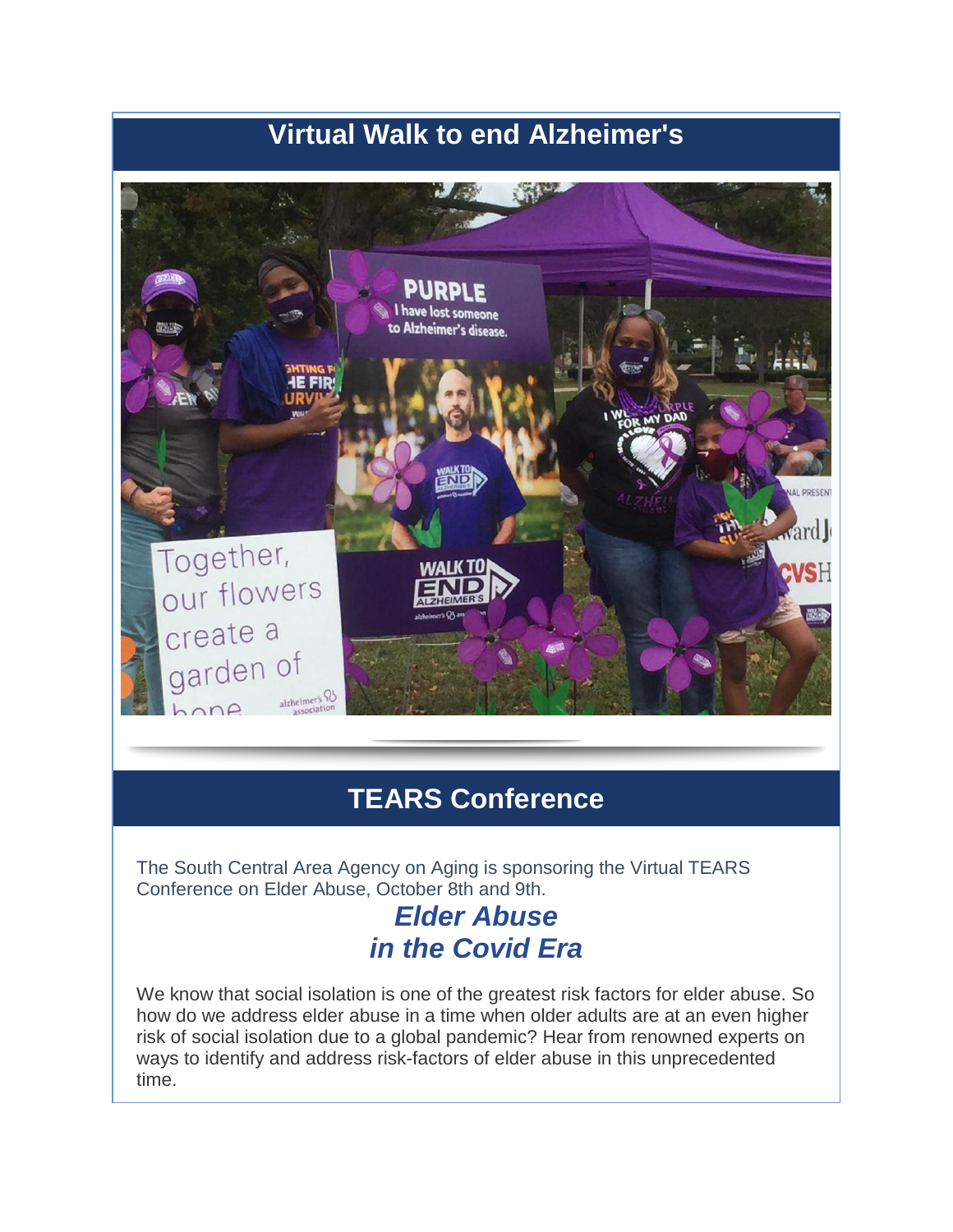## Virtual Walk to end Alzheimer's

## TEARS Conference

The South Central Area Agency on Aging is sponsoring the Virtual TEARS Conference on Elder Abuse, October 8th and 9th.

### *Elder Abuse in the Covid Era*

We know that social isolation is one of the greatest risk factors for elder abuse. So how do we address elder abuse in a time when older adults are at an even higher risk of social isolation due to a global pandemic? Hear from renowned experts on ways to identify and address risk-factors of elder abuse in this unprecedented time.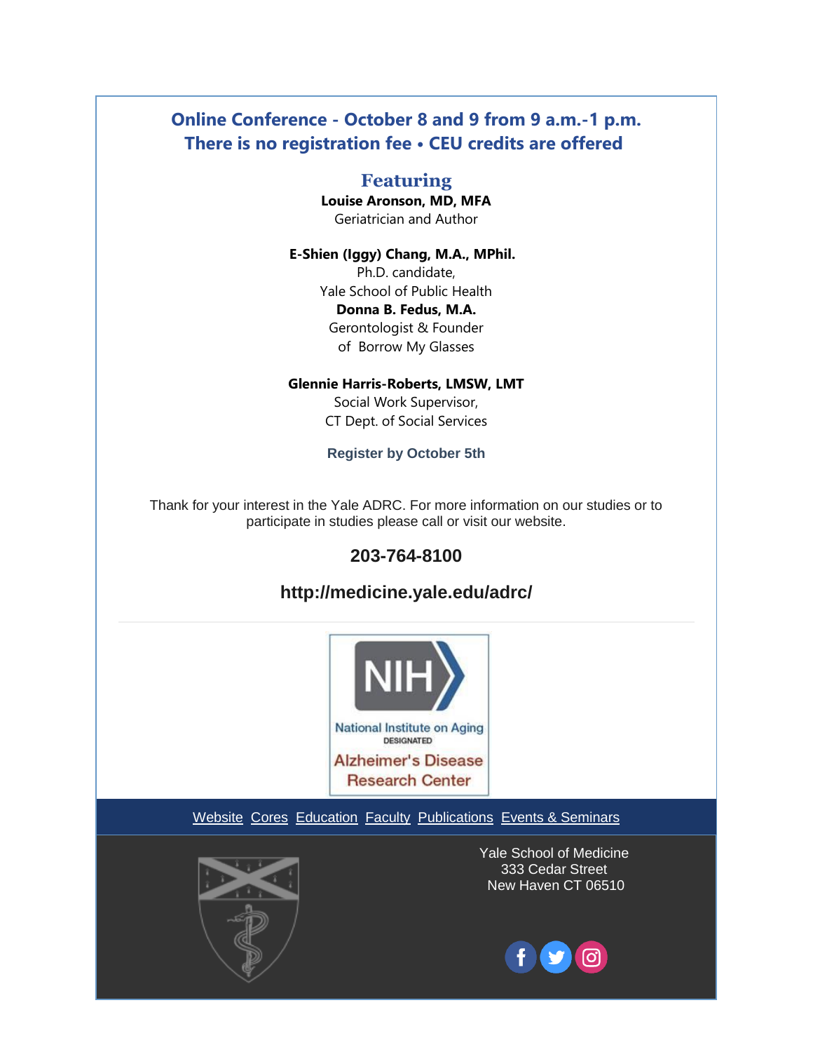**Online Conference - October 8 and 9 from 9 a.m.-1 p.m.**
**There is no registration fee • CEU credits are offered**

## Featuring

**Louise Aronson, MD, MFA**
Geriatrician and Author

**E-Shien (Iggy) Chang, M.A., MPhil.**
Ph.D. candidate,
Yale School of Public Health

**Donna B. Fedus, M.A.**
Gerontologist & Founder
of Borrow My Glasses

**Glennie Harris-Roberts, LMSW, LMT**
Social Work Supervisor,
CT Dept. of Social Services

**Register by October 5th**

Thank for your interest in the Yale ADRC. For more information on our studies or to participate in studies please call or visit our website.

**203-764-8100**

**http://medicine.yale.edu/adrc/**

---

NIH
National Institute on Aging
DESIGNATED
Alzheimer's Disease
Research Center

Website Cores Education Faculty Publications Events & Seminars

Yale School of Medicine
333 Cedar Street
New Haven CT 06510